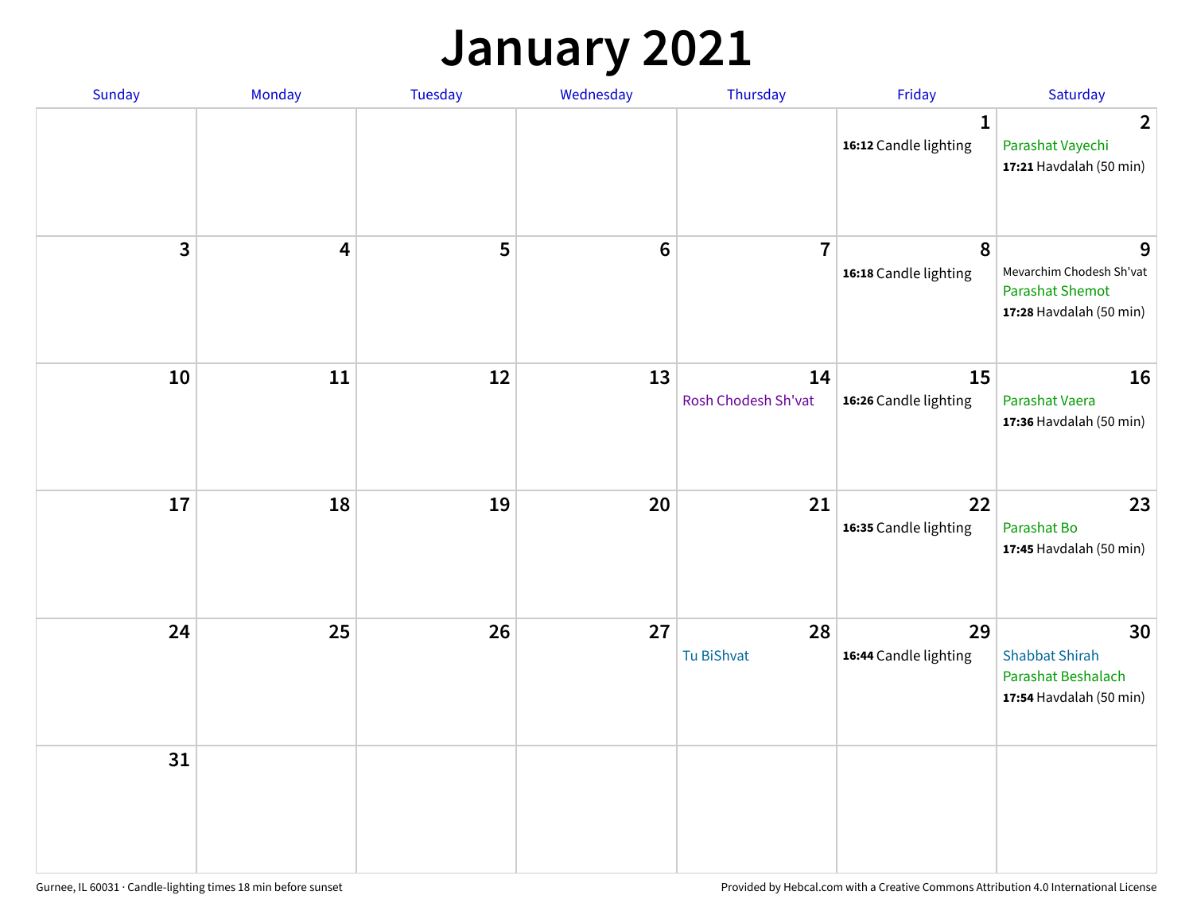# January 2021

| Sunday | Monday | Tuesday | Wednesday | Thursday | Friday | Saturday |
|---|---|---|---|---|---|---|
| | | | | | 1<br>**16:12** Candle lighting | 2<br>Parashat Vayechi<br>**17:21** Havdalah (50 min) |
| 3 | 4 | 5 | 6 | 7 | 8<br>**16:18** Candle lighting | 9<br>Mevarchim Chodesh Sh'vat<br>Parashat Shemot<br>**17:28** Havdalah (50 min) |
| 10 | 11 | 12 | 13 | 14<br>Rosh Chodesh Sh'vat | 15<br>**16:26** Candle lighting | 16<br>Parashat Vaera<br>**17:36** Havdalah (50 min) |
| 17 | 18 | 19 | 20 | 21 | 22<br>**16:35** Candle lighting | 23<br>Parashat Bo<br>**17:45** Havdalah (50 min) |
| 24 | 25 | 26 | 27 | 28<br>Tu BiShvat | 29<br>**16:44** Candle lighting | 30<br>Shabbat Shirah<br>Parashat Beshalach<br>**17:54** Havdalah (50 min) |
| 31 | | | | | | |

Gurnee, IL 60031 · Candle-lighting times 18 min before sunset

Provided by Hebcal.com with a Creative Commons Attribution 4.0 International License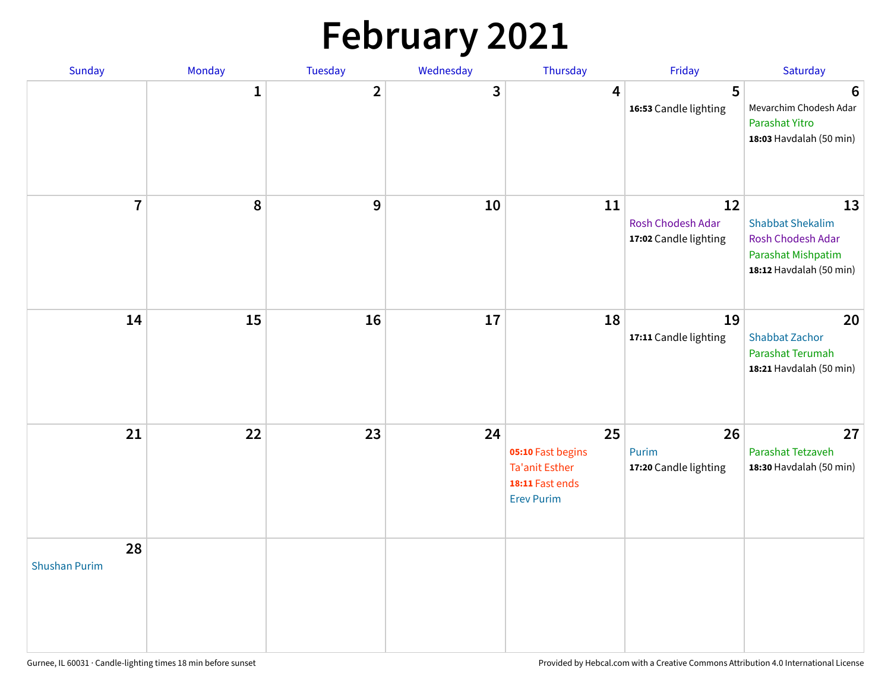# February 2021

| Sunday | Monday | Tuesday | Wednesday | Thursday | Friday | Saturday |
|---|---|---|---|---|---|---|
| | 1 | 2 | 3 | 4 | 5<br>**16:53** Candle lighting | 6<br>Mevarchim Chodesh Adar<br>Parashat Yitro<br>**18:03** Havdalah (50 min) |
| 7 | 8 | 9 | 10 | 11 | 12<br>Rosh Chodesh Adar<br>**17:02** Candle lighting | 13<br>Shabbat Shekalim<br>Rosh Chodesh Adar<br>Parashat Mishpatim<br>**18:12** Havdalah (50 min) |
| 14 | 15 | 16 | 17 | 18 | 19<br>**17:11** Candle lighting | 20<br>Shabbat Zachor<br>Parashat Terumah<br>**18:21** Havdalah (50 min) |
| 21 | 22 | 23 | 24 | 25<br>**05:10** Fast begins<br>Ta'anit Esther<br>**18:11** Fast ends<br>Erev Purim | 26<br>Purim<br>**17:20** Candle lighting | 27<br>Parashat Tetzaveh<br>**18:30** Havdalah (50 min) |
| 28<br>Shushan Purim | | | | | | |

Gurnee, IL 60031 · Candle-lighting times 18 min before sunset

Provided by Hebcal.com with a Creative Commons Attribution 4.0 International License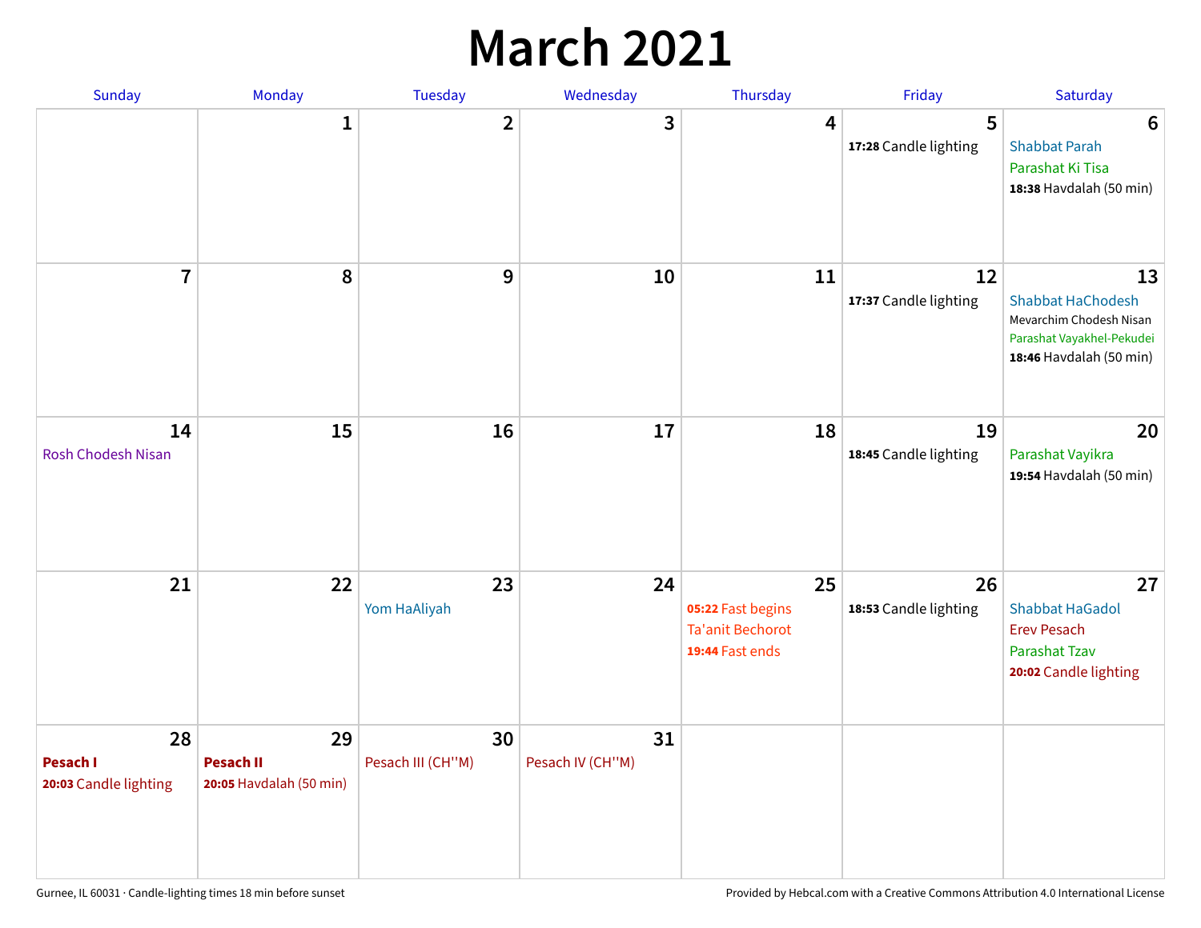# March 2021

| Sunday | Monday | Tuesday | Wednesday | Thursday | Friday | Saturday |
|---|---|---|---|---|---|---|
| | 1 | 2 | 3 | 4 | 5<br>**17:28** Candle lighting | 6<br>Shabbat Parah<br>Parashat Ki Tisa<br>**18:38** Havdalah (50 min) |
| 7 | 8 | 9 | 10 | 11 | 12<br>**17:37** Candle lighting | 13<br>Shabbat HaChodesh<br>Mevarchim Chodesh Nisan<br>Parashat Vayakhel-Pekudei<br>**18:46** Havdalah (50 min) |
| 14<br>Rosh Chodesh Nisan | 15 | 16 | 17 | 18 | 19<br>**18:45** Candle lighting | 20<br>Parashat Vayikra<br>**19:54** Havdalah (50 min) |
| 21 | 22 | 23<br>Yom HaAliyah | 24 | 25<br>**05:22** Fast begins<br>Ta'anit Bechorot<br>**19:44** Fast ends | 26<br>**18:53** Candle lighting | 27<br>Shabbat HaGadol<br>Erev Pesach<br>Parashat Tzav<br>**20:02** Candle lighting |
| 28<br>**Pesach I**<br>**20:03** Candle lighting | 29<br>**Pesach II**<br>**20:05** Havdalah (50 min) | 30<br>Pesach III (CH''M) | 31<br>Pesach IV (CH''M) | | | |

Gurnee, IL 60031 · Candle-lighting times 18 min before sunset

Provided by Hebcal.com with a Creative Commons Attribution 4.0 International License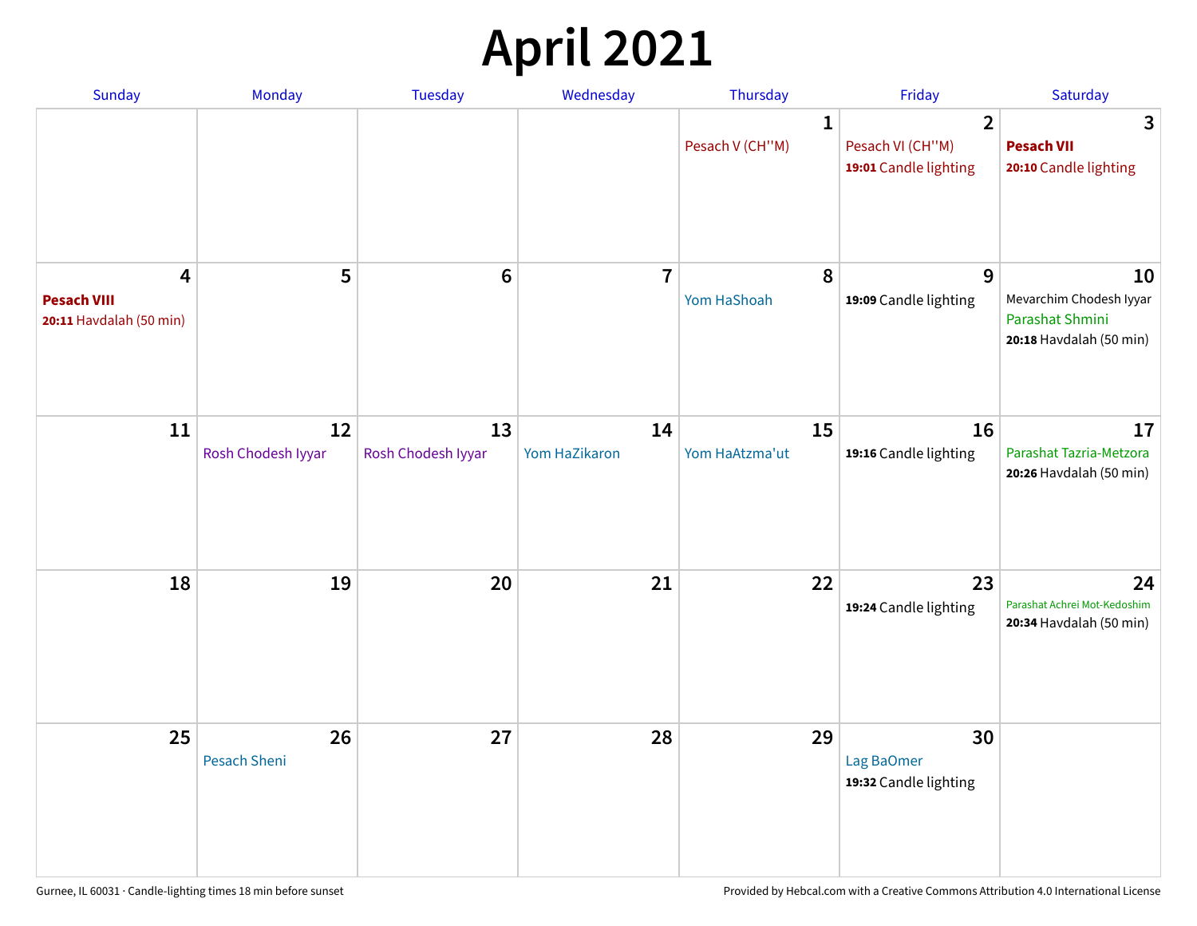# April 2021

| Sunday | Monday | Tuesday | Wednesday | Thursday | Friday | Saturday |
|---|---|---|---|---|---|---|
| | | | | **1** Pesach V (CH''M) | **2** Pesach VI (CH''M) **19:01** Candle lighting | **3** **Pesach VII** **20:10** Candle lighting |
| **4** **Pesach VIII** **20:11** Havdalah (50 min) | **5** | **6** | **7** | **8** Yom HaShoah | **9** **19:09** Candle lighting | **10** Mevarchim Chodesh Iyyar Parashat Shmini **20:18** Havdalah (50 min) |
| **11** | **12** Rosh Chodesh Iyyar | **13** Rosh Chodesh Iyyar | **14** Yom HaZikaron | **15** Yom HaAtzma'ut | **16** **19:16** Candle lighting | **17** Parashat Tazria-Metzora **20:26** Havdalah (50 min) |
| **18** | **19** | **20** | **21** | **22** | **23** **19:24** Candle lighting | **24** Parashat Achrei Mot-Kedoshim **20:34** Havdalah (50 min) |
| **25** | **26** Pesach Sheni | **27** | **28** | **29** | **30** Lag BaOmer **19:32** Candle lighting | |

Gurnee, IL 60031 · Candle-lighting times 18 min before sunset

Provided by Hebcal.com with a Creative Commons Attribution 4.0 International License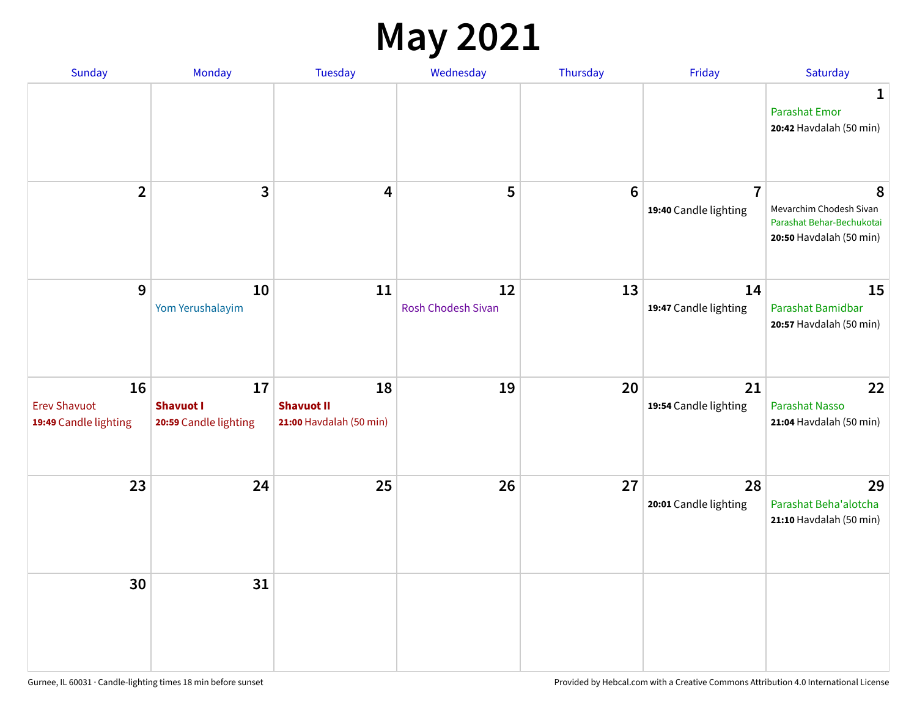# May 2021

| Sunday | Monday | Tuesday | Wednesday | Thursday | Friday | Saturday |
|---|---|---|---|---|---|---|
| | | | | | | **1**<br>Parashat Emor<br>**20:42** Havdalah (50 min) |
| **2** | **3** | **4** | **5** | **6** | **7**<br>**19:40** Candle lighting | **8**<br>Mevarchim Chodesh Sivan<br>Parashat Behar-Bechukotai<br>**20:50** Havdalah (50 min) |
| **9** | **10**<br>Yom Yerushalayim | **11** | **12**<br>Rosh Chodesh Sivan | **13** | **14**<br>**19:47** Candle lighting | **15**<br>Parashat Bamidbar<br>**20:57** Havdalah (50 min) |
| **16**<br>Erev Shavuot<br>**19:49** Candle lighting | **17**<br>**Shavuot I**<br>**20:59** Candle lighting | **18**<br>**Shavuot II**<br>**21:00** Havdalah (50 min) | **19** | **20** | **21**<br>**19:54** Candle lighting | **22**<br>Parashat Nasso<br>**21:04** Havdalah (50 min) |
| **23** | **24** | **25** | **26** | **27** | **28**<br>**20:01** Candle lighting | **29**<br>Parashat Beha'alotcha<br>**21:10** Havdalah (50 min) |
| **30** | **31** | | | | | |

Gurnee, IL 60031 · Candle-lighting times 18 min before sunset

Provided by Hebcal.com with a Creative Commons Attribution 4.0 International License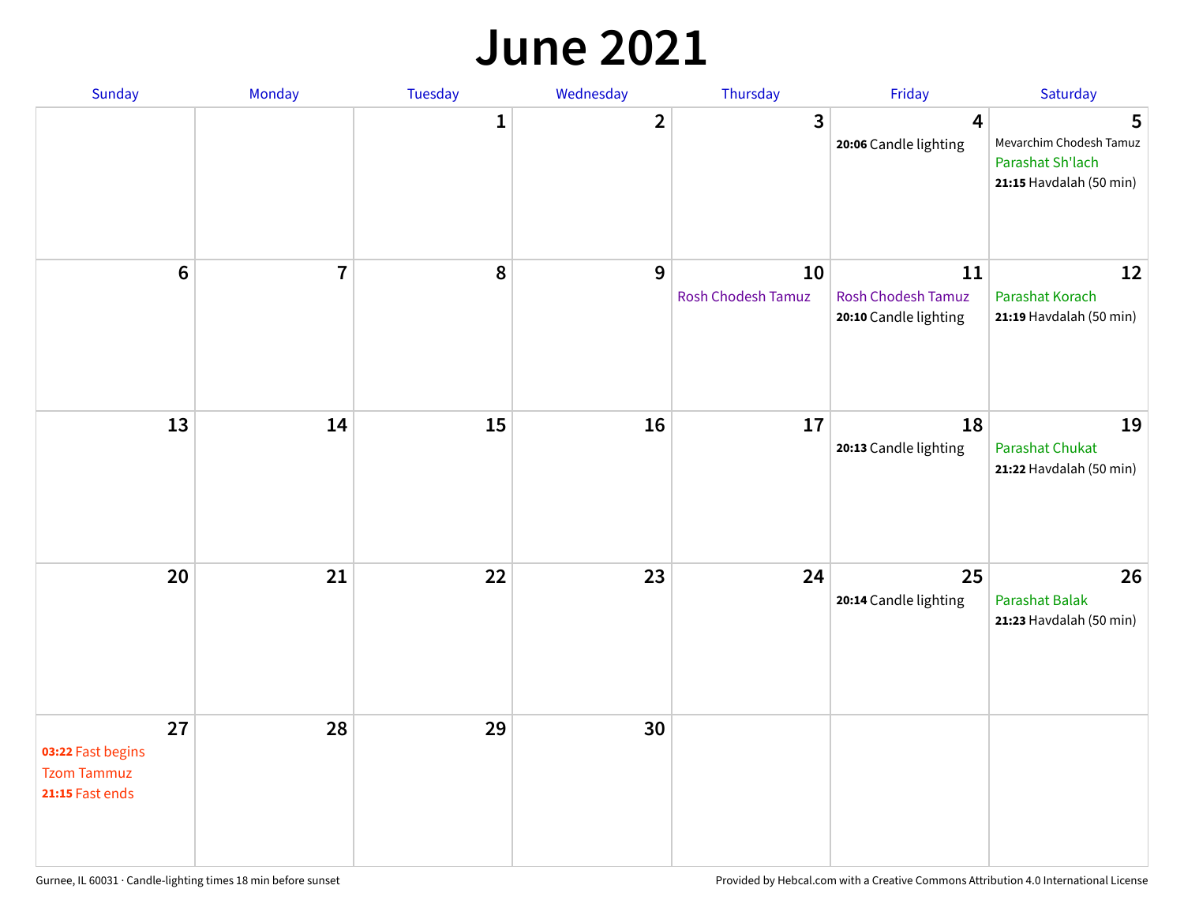# June 2021

| Sunday | Monday | Tuesday | Wednesday | Thursday | Friday | Saturday |
|---|---|---|---|---|---|---|
| | | 1 | 2 | 3 | 4<br>**20:06** Candle lighting | 5<br>Mevarchim Chodesh Tamuz<br>Parashat Sh'lach<br>**21:15** Havdalah (50 min) |
| 6 | 7 | 8 | 9 | 10<br>Rosh Chodesh Tamuz | 11<br>Rosh Chodesh Tamuz<br>**20:10** Candle lighting | 12<br>Parashat Korach<br>**21:19** Havdalah (50 min) |
| 13 | 14 | 15 | 16 | 17 | 18<br>**20:13** Candle lighting | 19<br>Parashat Chukat<br>**21:22** Havdalah (50 min) |
| 20 | 21 | 22 | 23 | 24 | 25<br>**20:14** Candle lighting | 26<br>Parashat Balak<br>**21:23** Havdalah (50 min) |
| 27<br>**03:22** Fast begins<br>Tzom Tammuz<br>**21:15** Fast ends | 28 | 29 | 30 | | | |

Gurnee, IL 60031 · Candle-lighting times 18 min before sunset

Provided by Hebcal.com with a Creative Commons Attribution 4.0 International License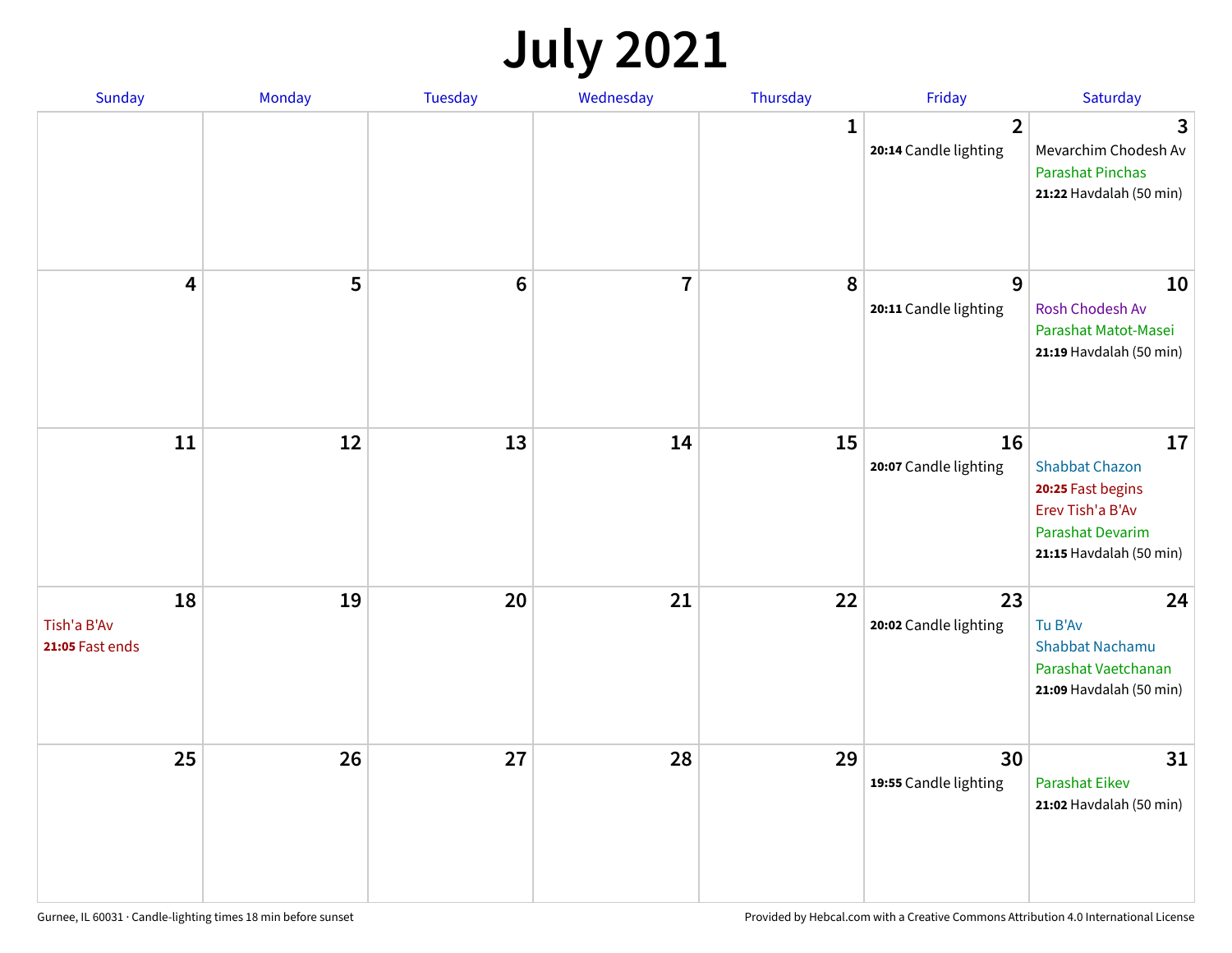# July 2021

| Sunday | Monday | Tuesday | Wednesday | Thursday | Friday | Saturday |
|---|---|---|---|---|---|---|
| | | | | 1 | 2<br>**20:14** Candle lighting | 3<br>Mevarchim Chodesh Av<br>Parashat Pinchas<br>**21:22** Havdalah (50 min) |
| 4 | 5 | 6 | 7 | 8 | 9<br>**20:11** Candle lighting | 10<br>Rosh Chodesh Av<br>Parashat Matot-Masei<br>**21:19** Havdalah (50 min) |
| 11 | 12 | 13 | 14 | 15 | 16<br>**20:07** Candle lighting | 17<br>Shabbat Chazon<br>**20:25** Fast begins<br>Erev Tish'a B'Av<br>Parashat Devarim<br>**21:15** Havdalah (50 min) |
| 18<br>Tish'a B'Av<br>**21:05** Fast ends | 19 | 20 | 21 | 22 | 23<br>**20:02** Candle lighting | 24<br>Tu B'Av<br>Shabbat Nachamu<br>Parashat Vaetchanan<br>**21:09** Havdalah (50 min) |
| 25 | 26 | 27 | 28 | 29 | 30<br>**19:55** Candle lighting | 31<br>Parashat Eikev<br>**21:02** Havdalah (50 min) |

Gurnee, IL 60031 · Candle-lighting times 18 min before sunset

Provided by Hebcal.com with a Creative Commons Attribution 4.0 International License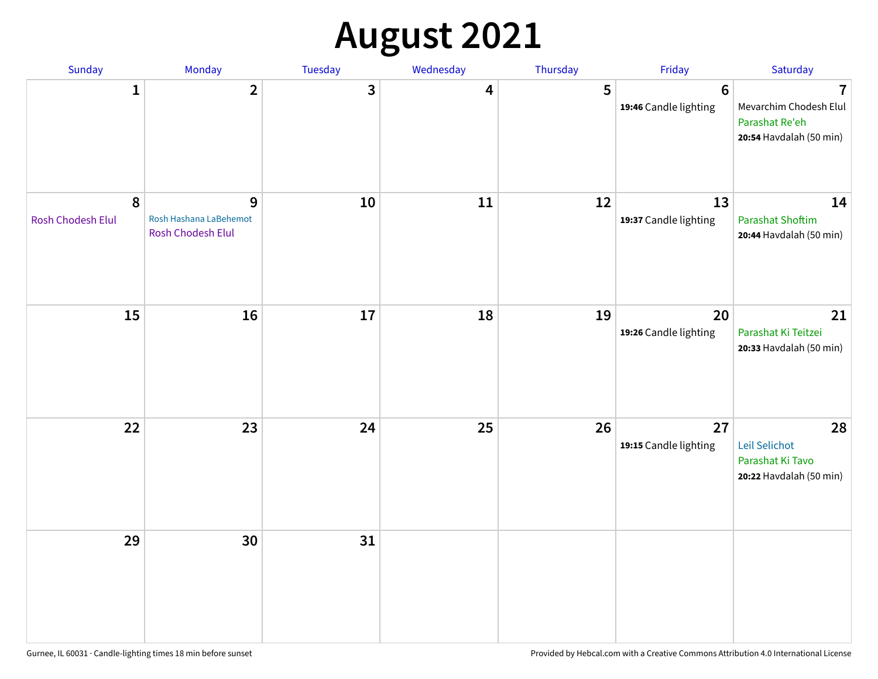# August 2021

| Sunday | Monday | Tuesday | Wednesday | Thursday | Friday | Saturday |
|---|---|---|---|---|---|---|
| 1 | 2 | 3 | 4 | 5 | 6<br>**19:46** Candle lighting | 7<br>Mevarchim Chodesh Elul<br>Parashat Re'eh<br>**20:54** Havdalah (50 min) |
| 8<br>Rosh Chodesh Elul | 9<br>Rosh Hashana LaBehemot<br>Rosh Chodesh Elul | 10 | 11 | 12 | 13<br>**19:37** Candle lighting | 14<br>Parashat Shoftim<br>**20:44** Havdalah (50 min) |
| 15 | 16 | 17 | 18 | 19 | 20<br>**19:26** Candle lighting | 21<br>Parashat Ki Teitzei<br>**20:33** Havdalah (50 min) |
| 22 | 23 | 24 | 25 | 26 | 27<br>**19:15** Candle lighting | 28<br>Leil Selichot<br>Parashat Ki Tavo<br>**20:22** Havdalah (50 min) |
| 29 | 30 | 31 | | | | |

Gurnee, IL 60031 · Candle-lighting times 18 min before sunset

Provided by Hebcal.com with a Creative Commons Attribution 4.0 International License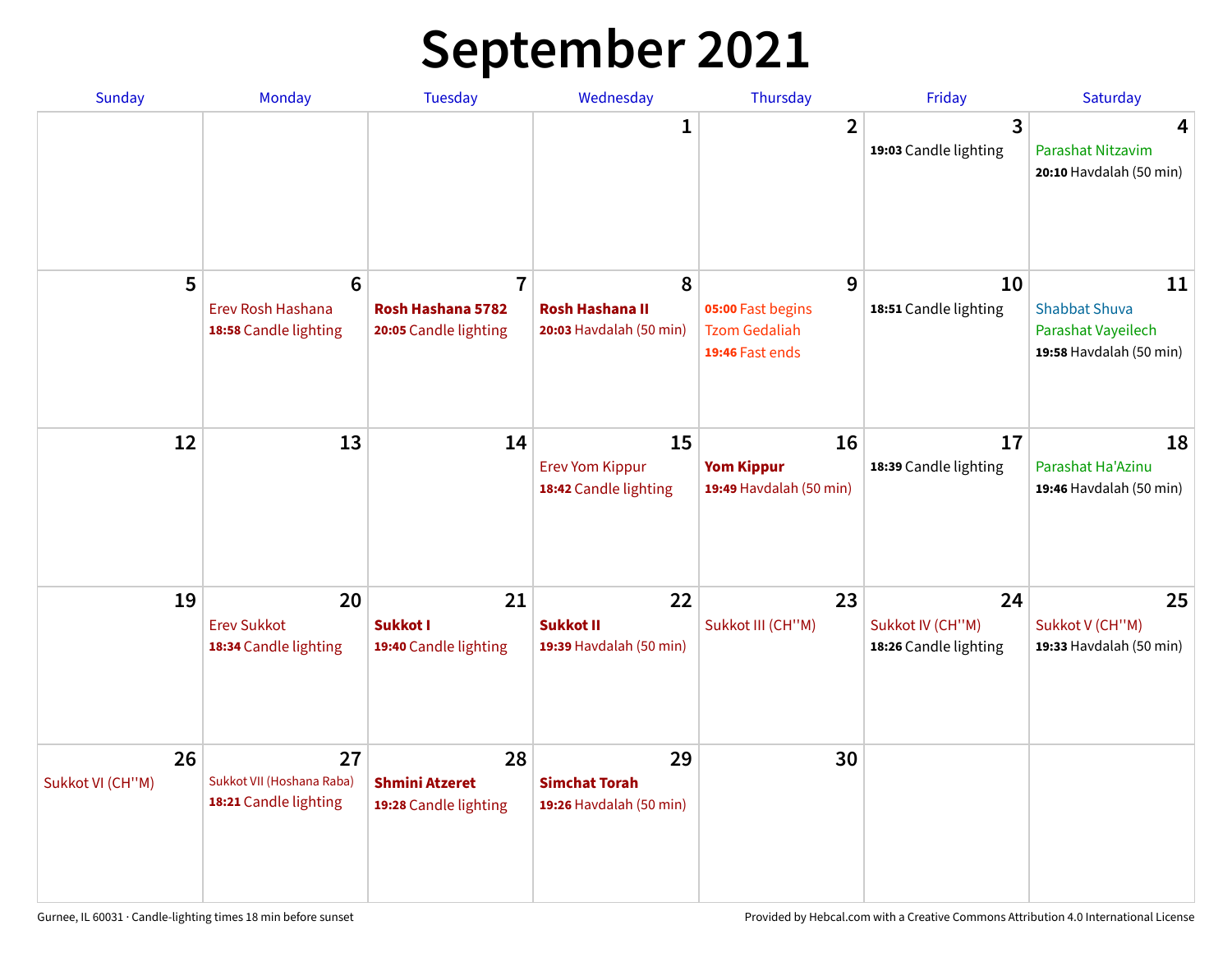# September 2021

| Sunday | Monday | Tuesday | Wednesday | Thursday | Friday | Saturday |
|---|---|---|---|---|---|---|
| | | | 1 | 2 | 3<br>**19:03** Candle lighting | 4<br>Parashat Nitzavim<br>**20:10** Havdalah (50 min) |
| 5 | 6<br>Erev Rosh Hashana<br>**18:58** Candle lighting | 7<br>**Rosh Hashana 5782**<br>**20:05** Candle lighting | 8<br>**Rosh Hashana II**<br>**20:03** Havdalah (50 min) | 9<br>**05:00** Fast begins<br>Tzom Gedaliah<br>**19:46** Fast ends | 10<br>**18:51** Candle lighting | 11<br>Shabbat Shuva<br>Parashat Vayeilech<br>**19:58** Havdalah (50 min) |
| 12 | 13 | 14 | 15<br>Erev Yom Kippur<br>**18:42** Candle lighting | 16<br>**Yom Kippur**<br>**19:49** Havdalah (50 min) | 17<br>**18:39** Candle lighting | 18<br>Parashat Ha'Azinu<br>**19:46** Havdalah (50 min) |
| 19 | 20<br>Erev Sukkot<br>**18:34** Candle lighting | 21<br>**Sukkot I**<br>**19:40** Candle lighting | 22<br>**Sukkot II**<br>**19:39** Havdalah (50 min) | 23<br>Sukkot III (CH''M) | 24<br>Sukkot IV (CH''M)<br>**18:26** Candle lighting | 25<br>Sukkot V (CH''M)<br>**19:33** Havdalah (50 min) |
| 26<br>Sukkot VI (CH''M) | 27<br>Sukkot VII (Hoshana Raba)<br>**18:21** Candle lighting | 28<br>**Shmini Atzeret**<br>**19:28** Candle lighting | 29<br>**Simchat Torah**<br>**19:26** Havdalah (50 min) | 30 | | |

Gurnee, IL 60031 · Candle-lighting times 18 min before sunset

Provided by Hebcal.com with a Creative Commons Attribution 4.0 International License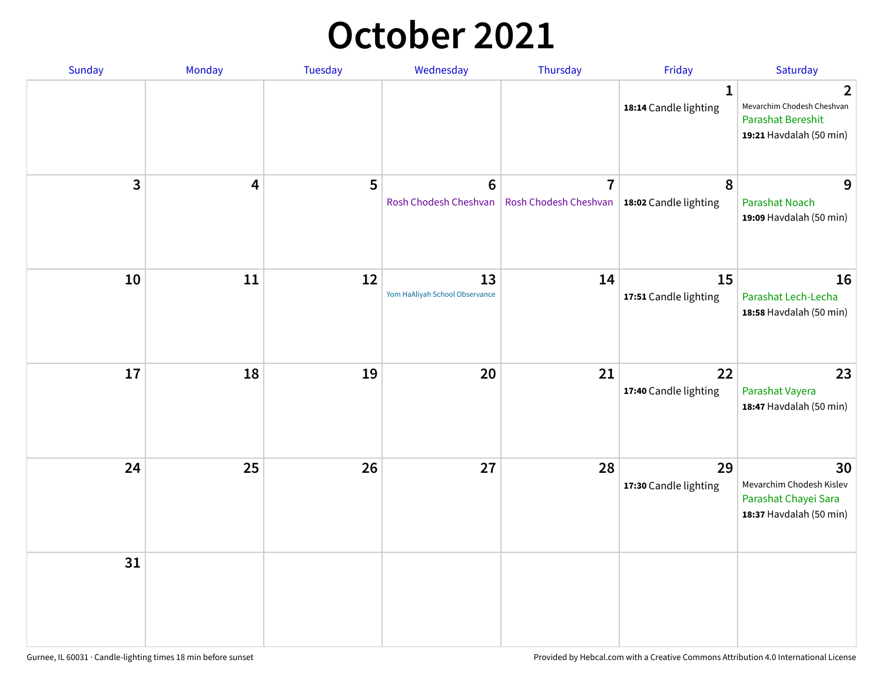# October 2021

| Sunday | Monday | Tuesday | Wednesday | Thursday | Friday | Saturday |
|---|---|---|---|---|---|---|
| | | | | | 1 **18:14** Candle lighting | 2 Mevarchim Chodesh Cheshvan Parashat Bereshit **19:21** Havdalah (50 min) |
| 3 | 4 | 5 | 6 Rosh Chodesh Cheshvan | 7 Rosh Chodesh Cheshvan | 8 **18:02** Candle lighting | 9 Parashat Noach **19:09** Havdalah (50 min) |
| 10 | 11 | 12 | 13 Yom HaAliyah School Observance | 14 | 15 **17:51** Candle lighting | 16 Parashat Lech-Lecha **18:58** Havdalah (50 min) |
| 17 | 18 | 19 | 20 | 21 | 22 **17:40** Candle lighting | 23 Parashat Vayera **18:47** Havdalah (50 min) |
| 24 | 25 | 26 | 27 | 28 | 29 **17:30** Candle lighting | 30 Mevarchim Chodesh Kislev Parashat Chayei Sara **18:37** Havdalah (50 min) |
| 31 | | | | | | |

Gurnee, IL 60031 · Candle-lighting times 18 min before sunset

Provided by Hebcal.com with a Creative Commons Attribution 4.0 International License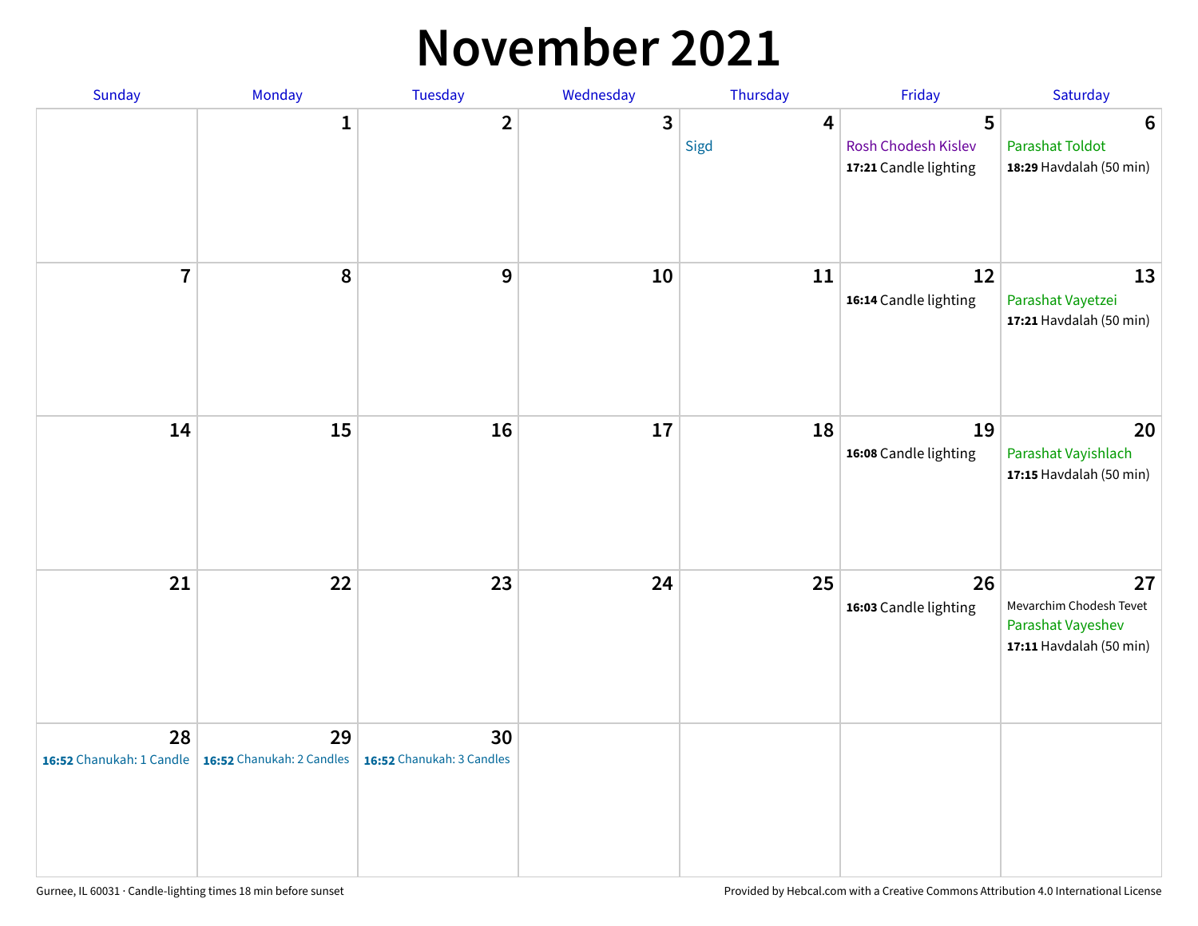# November 2021

| Sunday | Monday | Tuesday | Wednesday | Thursday | Friday | Saturday |
|---|---|---|---|---|---|---|
| | 1 | 2 | 3 | 4<br>Sigd | 5<br>Rosh Chodesh Kislev<br>**17:21** Candle lighting | 6<br>Parashat Toldot<br>**18:29** Havdalah (50 min) |
| 7 | 8 | 9 | 10 | 11 | 12<br>**16:14** Candle lighting | 13<br>Parashat Vayetzei<br>**17:21** Havdalah (50 min) |
| 14 | 15 | 16 | 17 | 18 | 19<br>**16:08** Candle lighting | 20<br>Parashat Vayishlach<br>**17:15** Havdalah (50 min) |
| 21 | 22 | 23 | 24 | 25 | 26<br>**16:03** Candle lighting | 27<br>Mevarchim Chodesh Tevet<br>Parashat Vayeshev<br>**17:11** Havdalah (50 min) |
| 28<br>**16:52** Chanukah: 1 Candle | 29<br>**16:52** Chanukah: 2 Candles | 30<br>**16:52** Chanukah: 3 Candles | | | | |

Gurnee, IL 60031 · Candle-lighting times 18 min before sunset

Provided by Hebcal.com with a Creative Commons Attribution 4.0 International License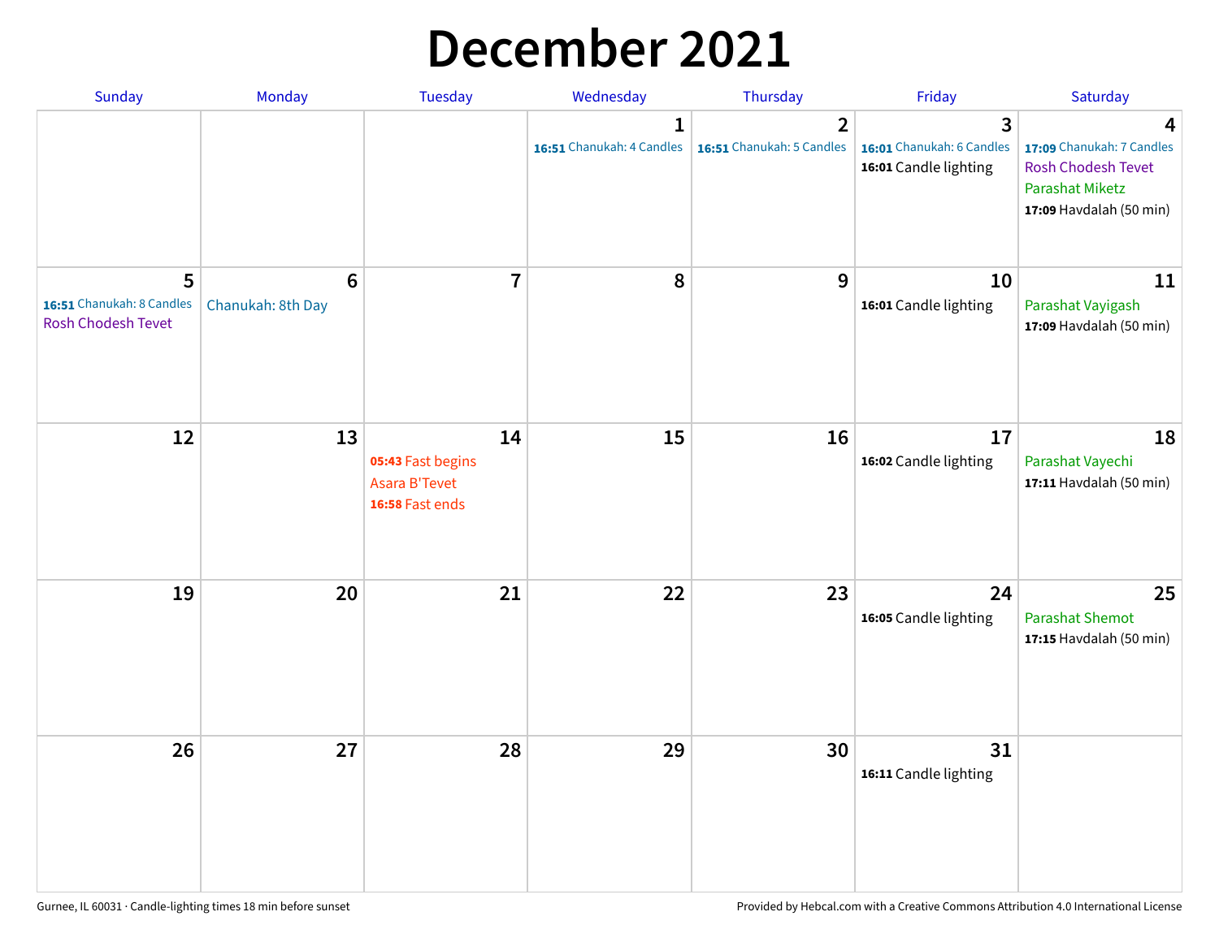# December 2021

| Sunday | Monday | Tuesday | Wednesday | Thursday | Friday | Saturday |
| --- | --- | --- | --- | --- | --- | --- |
| | | | 1<br>**16:51** Chanukah: 4 Candles | 2<br>**16:51** Chanukah: 5 Candles | 3<br>**16:01** Chanukah: 6 Candles<br>**16:01** Candle lighting | 4<br>**17:09** Chanukah: 7 Candles<br>Rosh Chodesh Tevet<br>Parashat Miketz<br>**17:09** Havdalah (50 min) |
| 5<br>**16:51** Chanukah: 8 Candles<br>Rosh Chodesh Tevet | 6<br>Chanukah: 8th Day | 7 | 8 | 9 | 10<br>**16:01** Candle lighting | 11<br>Parashat Vayigash<br>**17:09** Havdalah (50 min) |
| 12 | 13 | 14<br>**05:43** Fast begins<br>Asara B'Tevet<br>**16:58** Fast ends | 15 | 16 | 17<br>**16:02** Candle lighting | 18<br>Parashat Vayechi<br>**17:11** Havdalah (50 min) |
| 19 | 20 | 21 | 22 | 23 | 24<br>**16:05** Candle lighting | 25<br>Parashat Shemot<br>**17:15** Havdalah (50 min) |
| 26 | 27 | 28 | 29 | 30 | 31<br>**16:11** Candle lighting | |

Gurnee, IL 60031 · Candle-lighting times 18 min before sunset

Provided by Hebcal.com with a Creative Commons Attribution 4.0 International License